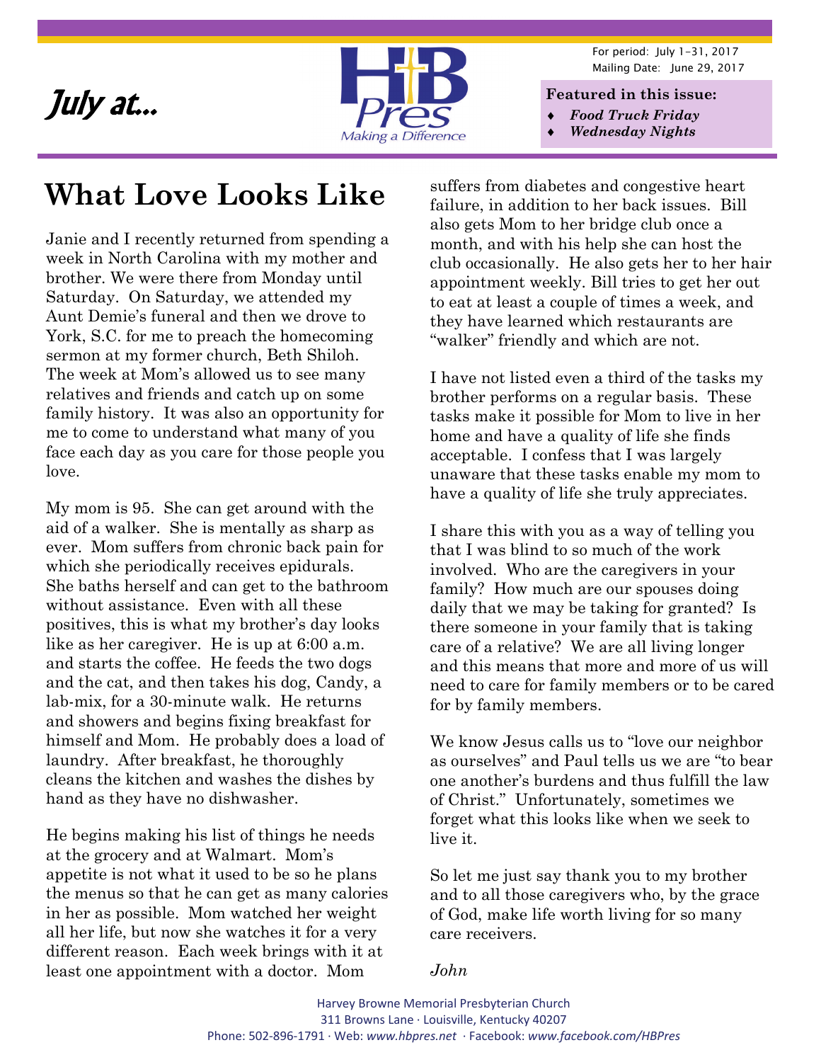*July at...*

HB Pres — Making a Difference

For period: July 1–31, 2017
Mailing Date: June 29, 2017

**Featured in this issue:**

- ***Food Truck Friday***
- ***Wednesday Nights***

# What Love Looks Like

Janie and I recently returned from spending a week in North Carolina with my mother and brother. We were there from Monday until Saturday. On Saturday, we attended my Aunt Demie's funeral and then we drove to York, S.C. for me to preach the homecoming sermon at my former church, Beth Shiloh. The week at Mom's allowed us to see many relatives and friends and catch up on some family history. It was also an opportunity for me to come to understand what many of you face each day as you care for those people you love.

My mom is 95. She can get around with the aid of a walker. She is mentally as sharp as ever. Mom suffers from chronic back pain for which she periodically receives epidurals. She baths herself and can get to the bathroom without assistance. Even with all these positives, this is what my brother's day looks like as her caregiver. He is up at 6:00 a.m. and starts the coffee. He feeds the two dogs and the cat, and then takes his dog, Candy, a lab-mix, for a 30-minute walk. He returns and showers and begins fixing breakfast for himself and Mom. He probably does a load of laundry. After breakfast, he thoroughly cleans the kitchen and washes the dishes by hand as they have no dishwasher.

He begins making his list of things he needs at the grocery and at Walmart. Mom's appetite is not what it used to be so he plans the menus so that he can get as many calories in her as possible. Mom watched her weight all her life, but now she watches it for a very different reason. Each week brings with it at least one appointment with a doctor. Mom suffers from diabetes and congestive heart failure, in addition to her back issues. Bill also gets Mom to her bridge club once a month, and with his help she can host the club occasionally. He also gets her to her hair appointment weekly. Bill tries to get her out to eat at least a couple of times a week, and they have learned which restaurants are "walker" friendly and which are not.

I have not listed even a third of the tasks my brother performs on a regular basis. These tasks make it possible for Mom to live in her home and have a quality of life she finds acceptable. I confess that I was largely unaware that these tasks enable my mom to have a quality of life she truly appreciates.

I share this with you as a way of telling you that I was blind to so much of the work involved. Who are the caregivers in your family? How much are our spouses doing daily that we may be taking for granted? Is there someone in your family that is taking care of a relative? We are all living longer and this means that more and more of us will need to care for family members or to be cared for by family members.

We know Jesus calls us to "love our neighbor as ourselves" and Paul tells us we are "to bear one another's burdens and thus fulfill the law of Christ." Unfortunately, sometimes we forget what this looks like when we seek to live it.

So let me just say thank you to my brother and to all those caregivers who, by the grace of God, make life worth living for so many care receivers.

*John*

Harvey Browne Memorial Presbyterian Church
311 Browns Lane · Louisville, Kentucky 40207
Phone: 502-896-1791 · Web: *www.hbpres.net* · Facebook: *www.facebook.com/HBPres*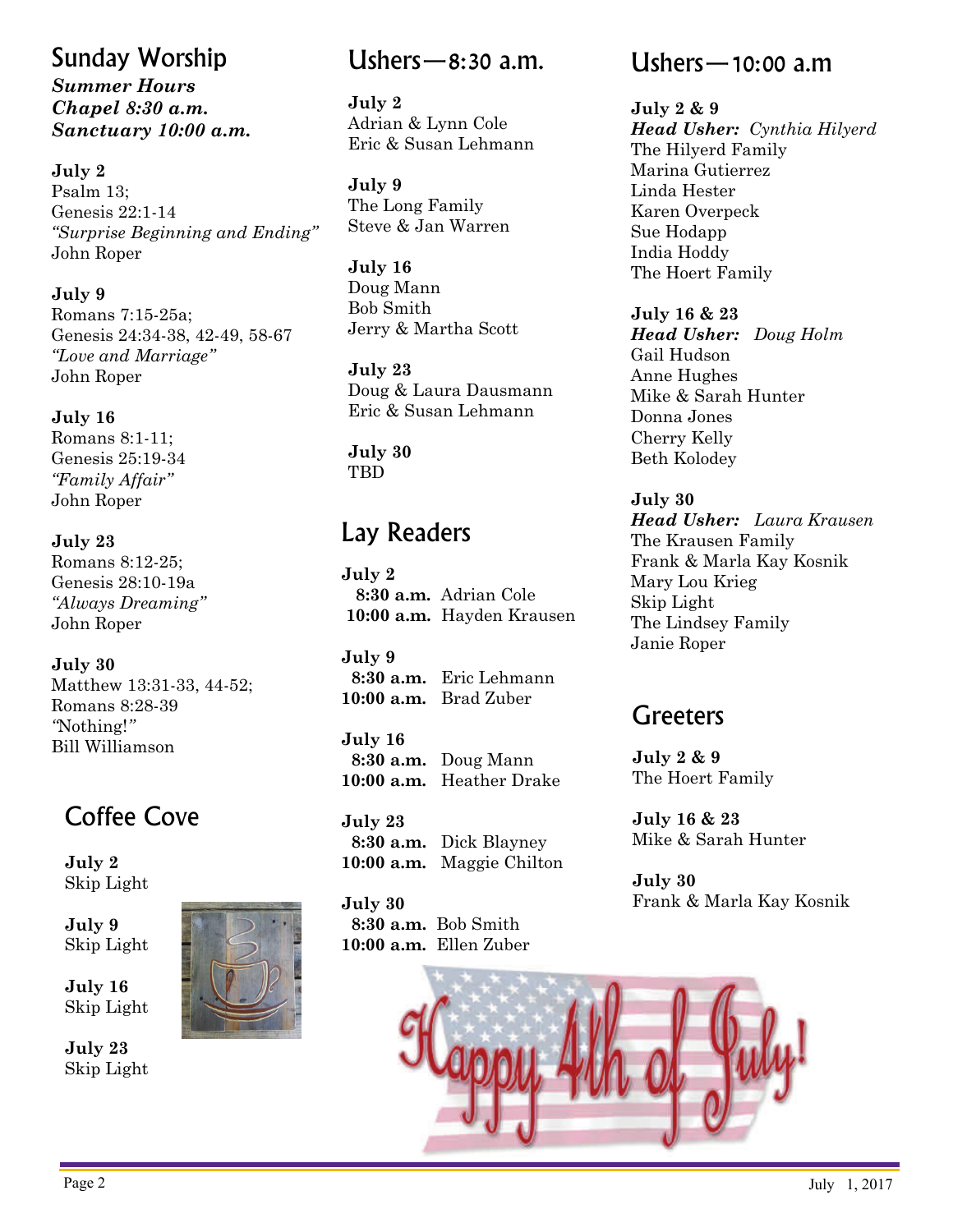## Sunday Worship

***Summer Hours***
***Chapel 8:30 a.m.***
***Sanctuary 10:00 a.m.***

**July 2**
Psalm 13;
Genesis 22:1-14
*"Surprise Beginning and Ending"*
John Roper

**July 9**
Romans 7:15-25a;
Genesis 24:34-38, 42-49, 58-67
*"Love and Marriage"*
John Roper

**July 16**
Romans 8:1-11;
Genesis 25:19-34
*"Family Affair"*
John Roper

**July 23**
Romans 8:12-25;
Genesis 28:10-19a
*"Always Dreaming"*
John Roper

**July 30**
Matthew 13:31-33, 44-52;
Romans 8:28-39
*"Nothing!"*
Bill Williamson

## Coffee Cove

**July 2**
Skip Light

**July 9**
Skip Light

**July 16**
Skip Light

**July 23**
Skip Light

## Ushers—8:30 a.m.

**July 2**
Adrian & Lynn Cole
Eric & Susan Lehmann

**July 9**
The Long Family
Steve & Jan Warren

**July 16**
Doug Mann
Bob Smith
Jerry & Martha Scott

**July 23**
Doug & Laura Dausmann
Eric & Susan Lehmann

**July 30**
TBD

## Lay Readers

**July 2**
**8:30 a.m.** Adrian Cole
**10:00 a.m.** Hayden Krausen

**July 9**
**8:30 a.m.** Eric Lehmann
**10:00 a.m.** Brad Zuber

**July 16**
**8:30 a.m.** Doug Mann
**10:00 a.m.** Heather Drake

**July 23**
**8:30 a.m.** Dick Blayney
**10:00 a.m.** Maggie Chilton

**July 30**
**8:30 a.m.** Bob Smith
**10:00 a.m.** Ellen Zuber

## Ushers—10:00 a.m

**July 2 & 9**
***Head Usher:*** *Cynthia Hilyerd*
The Hilyerd Family
Marina Gutierrez
Linda Hester
Karen Overpeck
Sue Hodapp
India Hoddy
The Hoert Family

**July 16 & 23**
***Head Usher:*** *Doug Holm*
Gail Hudson
Anne Hughes
Mike & Sarah Hunter
Donna Jones
Cherry Kelly
Beth Kolodey

**July 30**
***Head Usher:*** *Laura Krausen*
The Krausen Family
Frank & Marla Kay Kosnik
Mary Lou Krieg
Skip Light
The Lindsey Family
Janie Roper

## Greeters

**July 2 & 9**
The Hoert Family

**July 16 & 23**
Mike & Sarah Hunter

**July 30**
Frank & Marla Kay Kosnik

Happy 4th of July!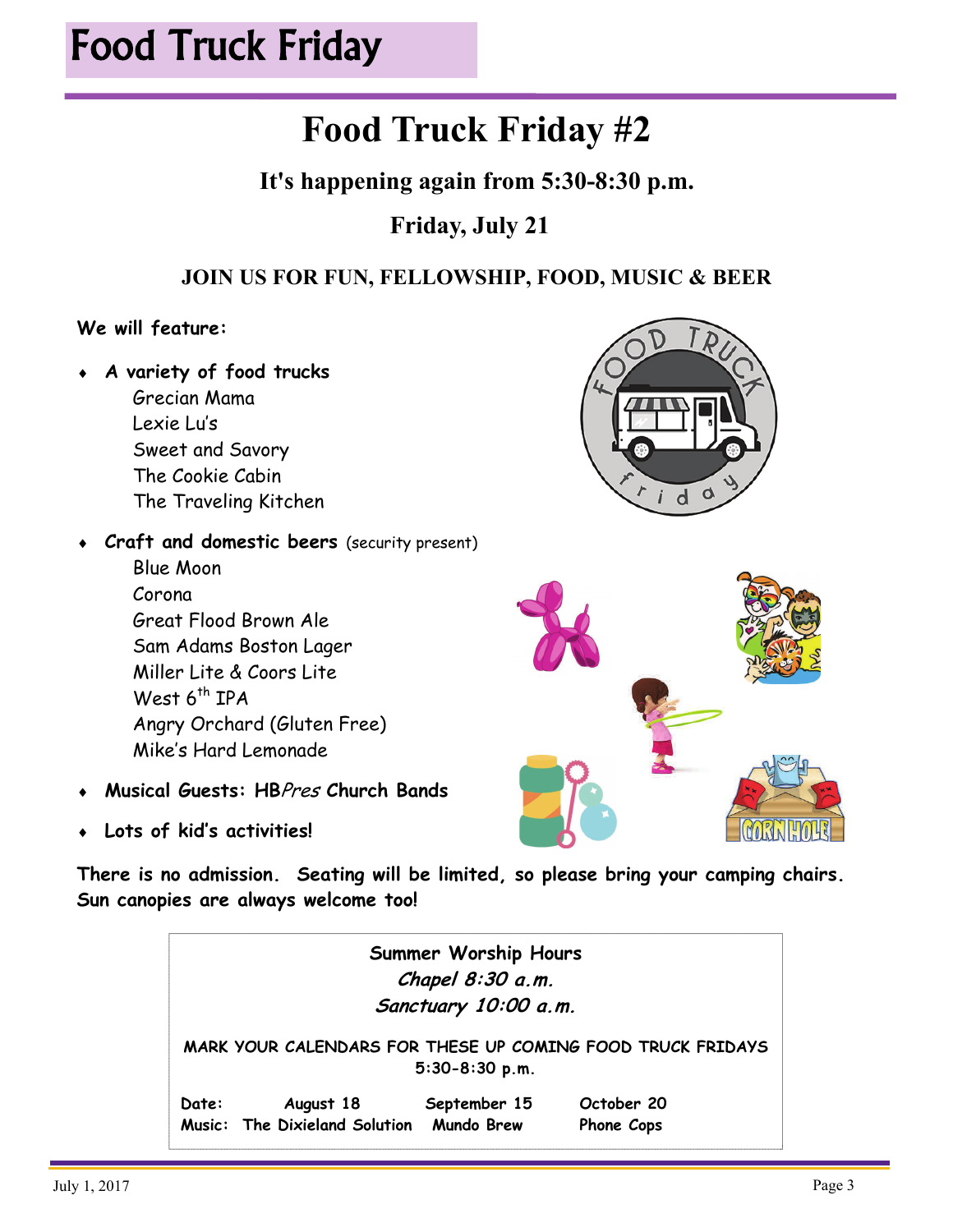# Food Truck Friday

## Food Truck Friday #2

### It's happening again from 5:30-8:30 p.m.

### Friday, July 21

**JOIN US FOR FUN, FELLOWSHIP, FOOD, MUSIC & BEER**

**We will feature:**

- ***A variety of food trucks***
  - Grecian Mama
  - Lexie Lu's
  - Sweet and Savory
  - The Cookie Cabin
  - The Traveling Kitchen
- **Craft and domestic beers** (security present)
  - Blue Moon
  - Corona
  - Great Flood Brown Ale
  - Sam Adams Boston Lager
  - Miller Lite & Coors Lite
  - West 6th IPA
  - Angry Orchard (Gluten Free)
  - Mike's Hard Lemonade
- **Musical Guests: HB*Pres* Church Bands**
- **Lots of kid's activities!**

**There is no admission. Seating will be limited, so please bring your camping chairs. Sun canopies are always welcome too!**

**Summer Worship Hours**
***Chapel 8:30 a.m.***
***Sanctuary 10:00 a.m.***

**MARK YOUR CALENDARS FOR THESE UP COMING FOOD TRUCK FRIDAYS**
**5:30-8:30 p.m.**

| Date: | August 18 | September 15 | October 20 |
|---|---|---|---|
| Music: | The Dixieland Solution | Mundo Brew | Phone Cops |

July 1, 2017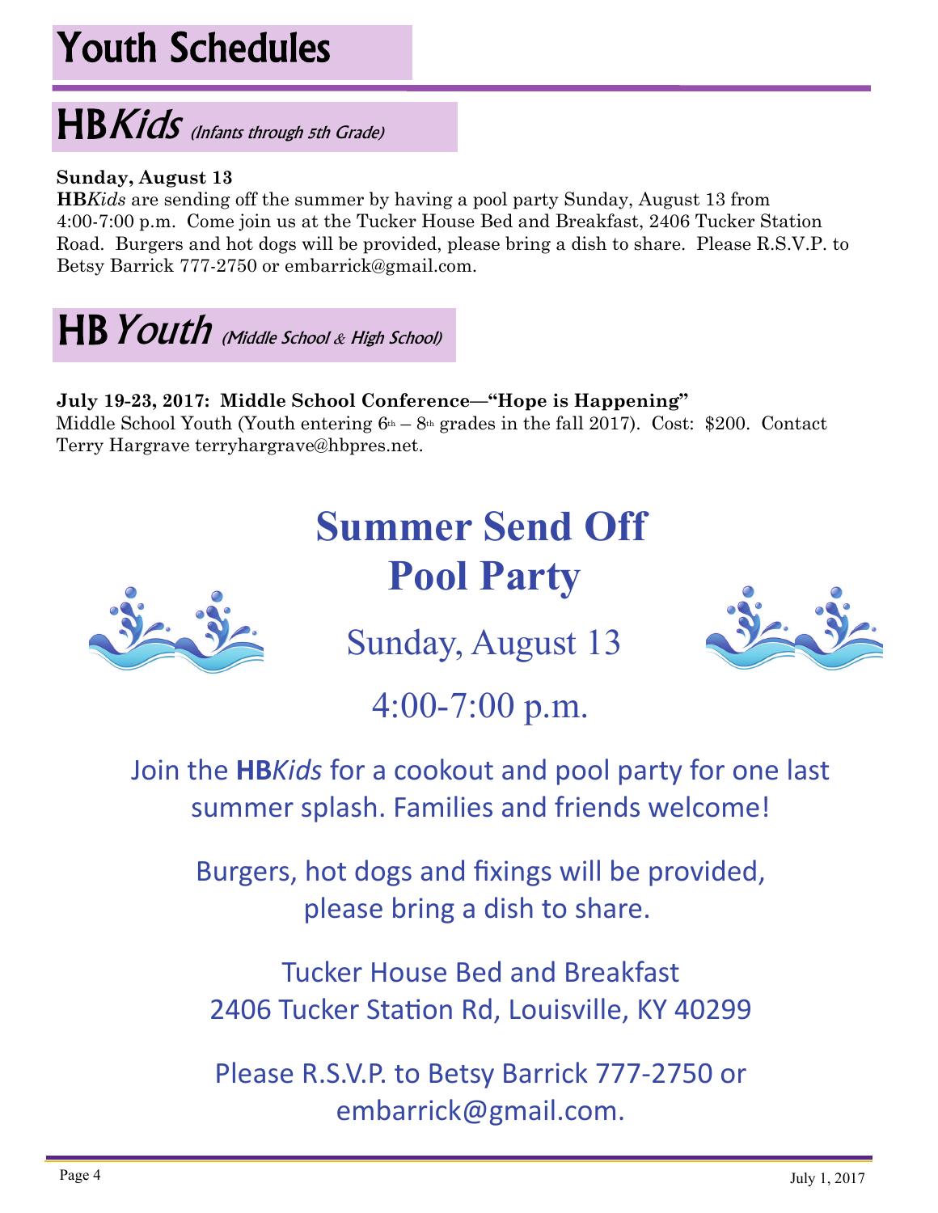# Youth Schedules

## HB*Kids* *(Infants through 5th Grade)*

**Sunday, August 13**

**HB***Kids* are sending off the summer by having a pool party Sunday, August 13 from 4:00-7:00 p.m. Come join us at the Tucker House Bed and Breakfast, 2406 Tucker Station Road. Burgers and hot dogs will be provided, please bring a dish to share. Please R.S.V.P. to Betsy Barrick 777-2750 or embarrick@gmail.com.

## HB *Youth* *(Middle School & High School)*

**July 19-23, 2017: Middle School Conference—"Hope is Happening"**

Middle School Youth (Youth entering 6th – 8th grades in the fall 2017). Cost: $200. Contact Terry Hargrave terryhargrave@hbpres.net.

# Summer Send Off Pool Party

Sunday, August 13

4:00-7:00 p.m.

Join the **HB***Kids* for a cookout and pool party for one last summer splash. Families and friends welcome!

Burgers, hot dogs and fixings will be provided, please bring a dish to share.

Tucker House Bed and Breakfast
2406 Tucker Station Rd, Louisville, KY 40299

Please R.S.V.P. to Betsy Barrick 777-2750 or embarrick@gmail.com.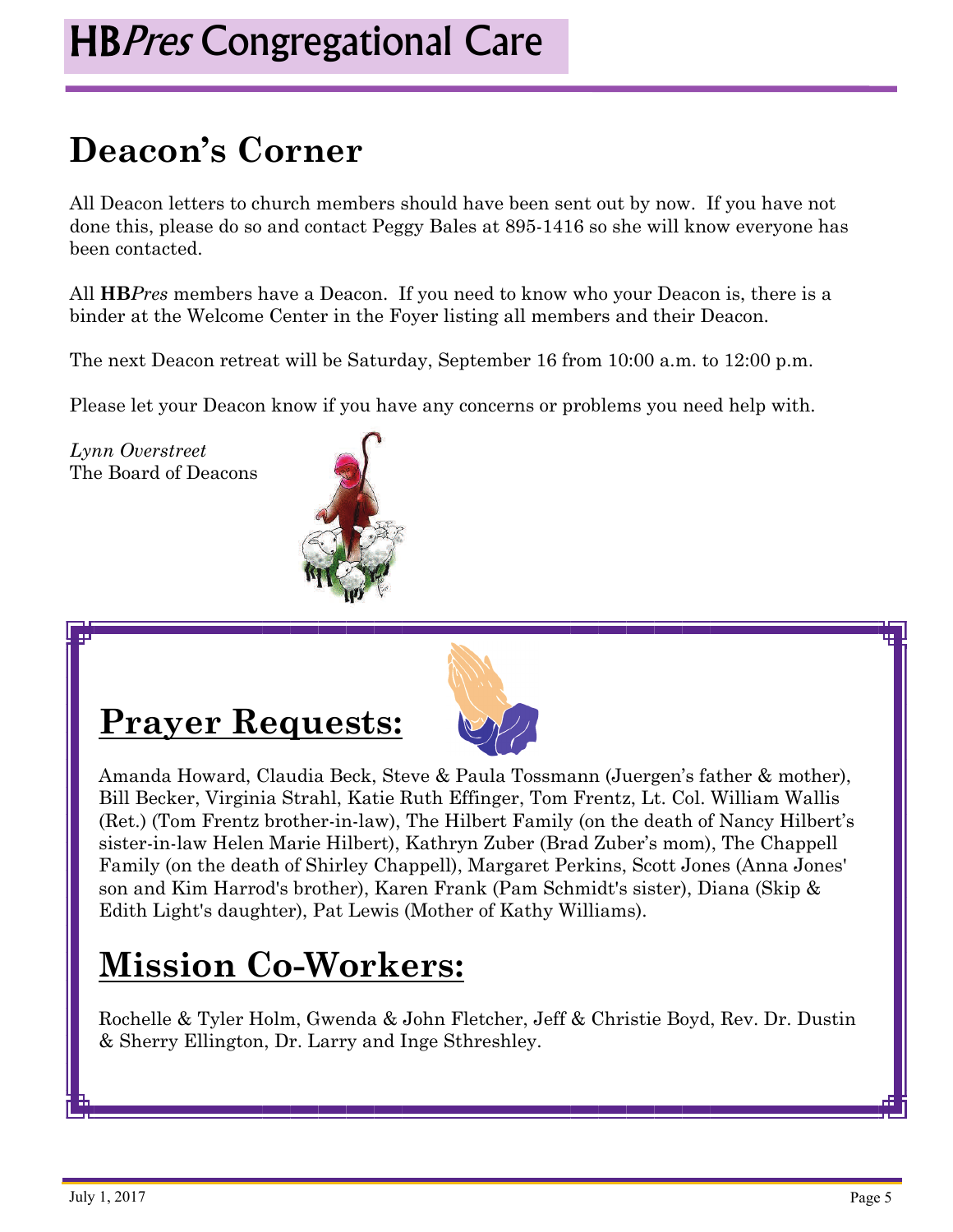# HB*Pres* Congregational Care

## Deacon's Corner

All Deacon letters to church members should have been sent out by now. If you have not done this, please do so and contact Peggy Bales at 895-1416 so she will know everyone has been contacted.

All **HB***Pres* members have a Deacon. If you need to know who your Deacon is, there is a binder at the Welcome Center in the Foyer listing all members and their Deacon.

The next Deacon retreat will be Saturday, September 16 from 10:00 a.m. to 12:00 p.m.

Please let your Deacon know if you have any concerns or problems you need help with.

*Lynn Overstreet*
The Board of Deacons

## Prayer Requests:

Amanda Howard, Claudia Beck, Steve & Paula Tossmann (Juergen's father & mother), Bill Becker, Virginia Strahl, Katie Ruth Effinger, Tom Frentz, Lt. Col. William Wallis (Ret.) (Tom Frentz brother-in-law), The Hilbert Family (on the death of Nancy Hilbert's sister-in-law Helen Marie Hilbert), Kathryn Zuber (Brad Zuber's mom), The Chappell Family (on the death of Shirley Chappell), Margaret Perkins, Scott Jones (Anna Jones' son and Kim Harrod's brother), Karen Frank (Pam Schmidt's sister), Diana (Skip & Edith Light's daughter), Pat Lewis (Mother of Kathy Williams).

## Mission Co-Workers:

Rochelle & Tyler Holm, Gwenda & John Fletcher, Jeff & Christie Boyd, Rev. Dr. Dustin & Sherry Ellington, Dr. Larry and Inge Sthreshley.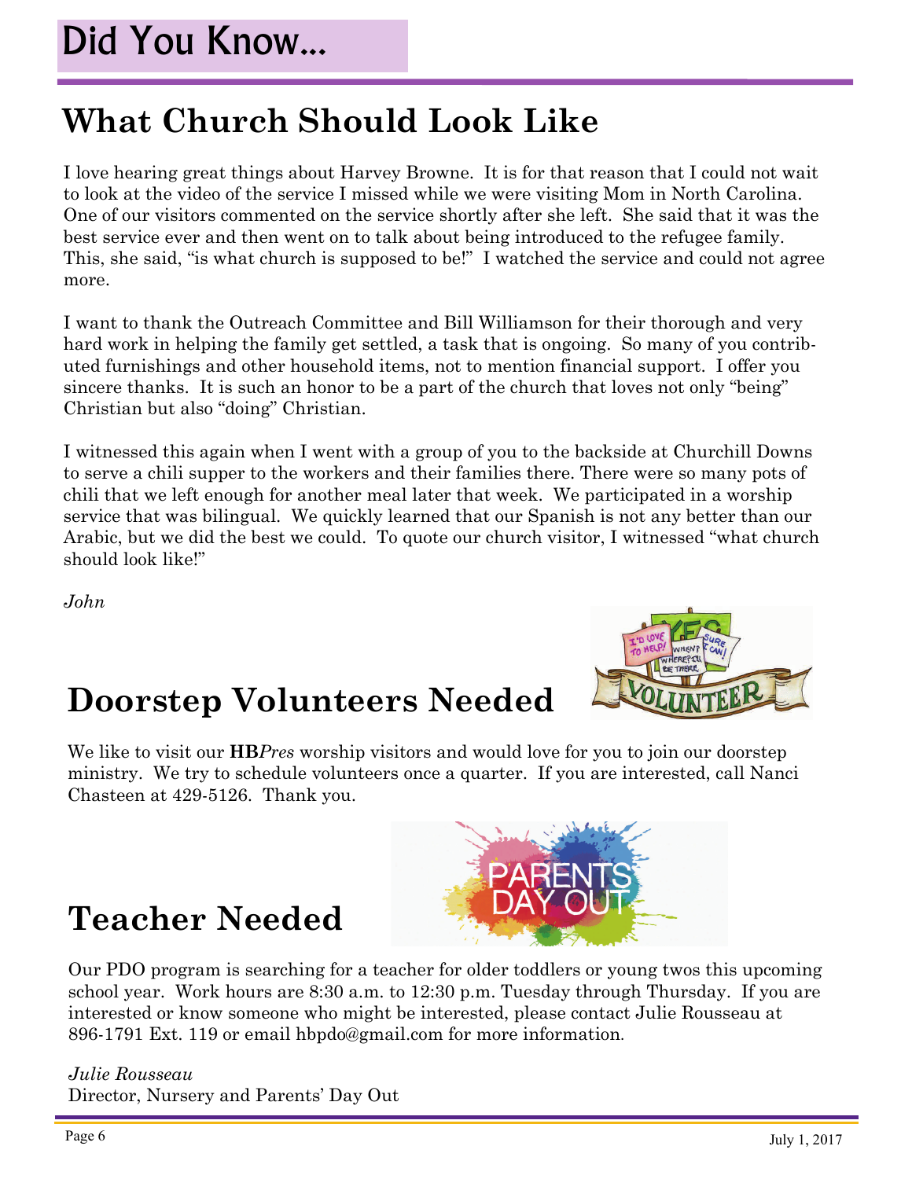# Did You Know...

## What Church Should Look Like

I love hearing great things about Harvey Browne. It is for that reason that I could not wait to look at the video of the service I missed while we were visiting Mom in North Carolina. One of our visitors commented on the service shortly after she left. She said that it was the best service ever and then went on to talk about being introduced to the refugee family. This, she said, "is what church is supposed to be!" I watched the service and could not agree more.

I want to thank the Outreach Committee and Bill Williamson for their thorough and very hard work in helping the family get settled, a task that is ongoing. So many of you contributed furnishings and other household items, not to mention financial support. I offer you sincere thanks. It is such an honor to be a part of the church that loves not only "being" Christian but also "doing" Christian.

I witnessed this again when I went with a group of you to the backside at Churchill Downs to serve a chili supper to the workers and their families there. There were so many pots of chili that we left enough for another meal later that week. We participated in a worship service that was bilingual. We quickly learned that our Spanish is not any better than our Arabic, but we did the best we could. To quote our church visitor, I witnessed "what church should look like!"

*John*

## Doorstep Volunteers Needed

We like to visit our **HB***Pres* worship visitors and would love for you to join our doorstep ministry. We try to schedule volunteers once a quarter. If you are interested, call Nanci Chasteen at 429-5126. Thank you.

## Teacher Needed

Our PDO program is searching for a teacher for older toddlers or young twos this upcoming school year. Work hours are 8:30 a.m. to 12:30 p.m. Tuesday through Thursday. If you are interested or know someone who might be interested, please contact Julie Rousseau at 896-1791 Ext. 119 or email hbpdo@gmail.com for more information.

*Julie Rousseau*
Director, Nursery and Parents' Day Out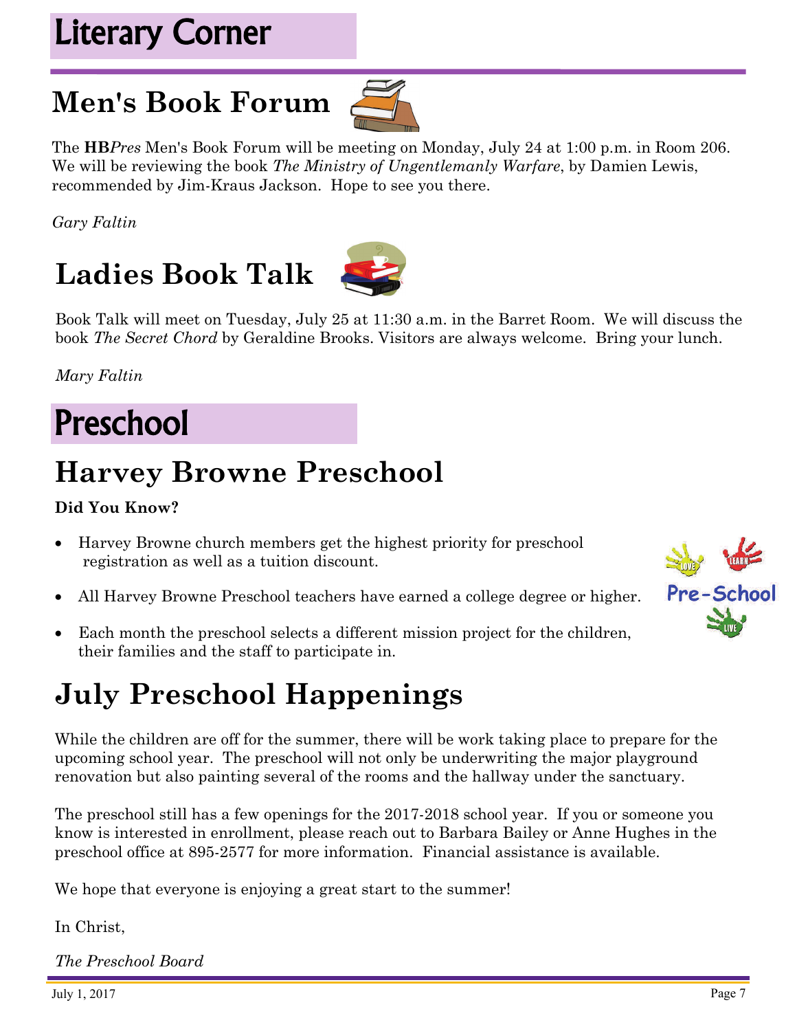# Literary Corner

## Men's Book Forum

The **HB***Pres* Men's Book Forum will be meeting on Monday, July 24 at 1:00 p.m. in Room 206. We will be reviewing the book *The Ministry of Ungentlemanly Warfare*, by Damien Lewis, recommended by Jim-Kraus Jackson. Hope to see you there.

*Gary Faltin*

## Ladies Book Talk

Book Talk will meet on Tuesday, July 25 at 11:30 a.m. in the Barret Room. We will discuss the book *The Secret Chord* by Geraldine Brooks. Visitors are always welcome. Bring your lunch.

*Mary Faltin*

# Preschool

## Harvey Browne Preschool

**Did You Know?**

- Harvey Browne church members get the highest priority for preschool registration as well as a tuition discount.
- All Harvey Browne Preschool teachers have earned a college degree or higher.
- Each month the preschool selects a different mission project for the children, their families and the staff to participate in.

## July Preschool Happenings

While the children are off for the summer, there will be work taking place to prepare for the upcoming school year. The preschool will not only be underwriting the major playground renovation but also painting several of the rooms and the hallway under the sanctuary.

The preschool still has a few openings for the 2017-2018 school year. If you or someone you know is interested in enrollment, please reach out to Barbara Bailey or Anne Hughes in the preschool office at 895-2577 for more information. Financial assistance is available.

We hope that everyone is enjoying a great start to the summer!

In Christ,

*The Preschool Board*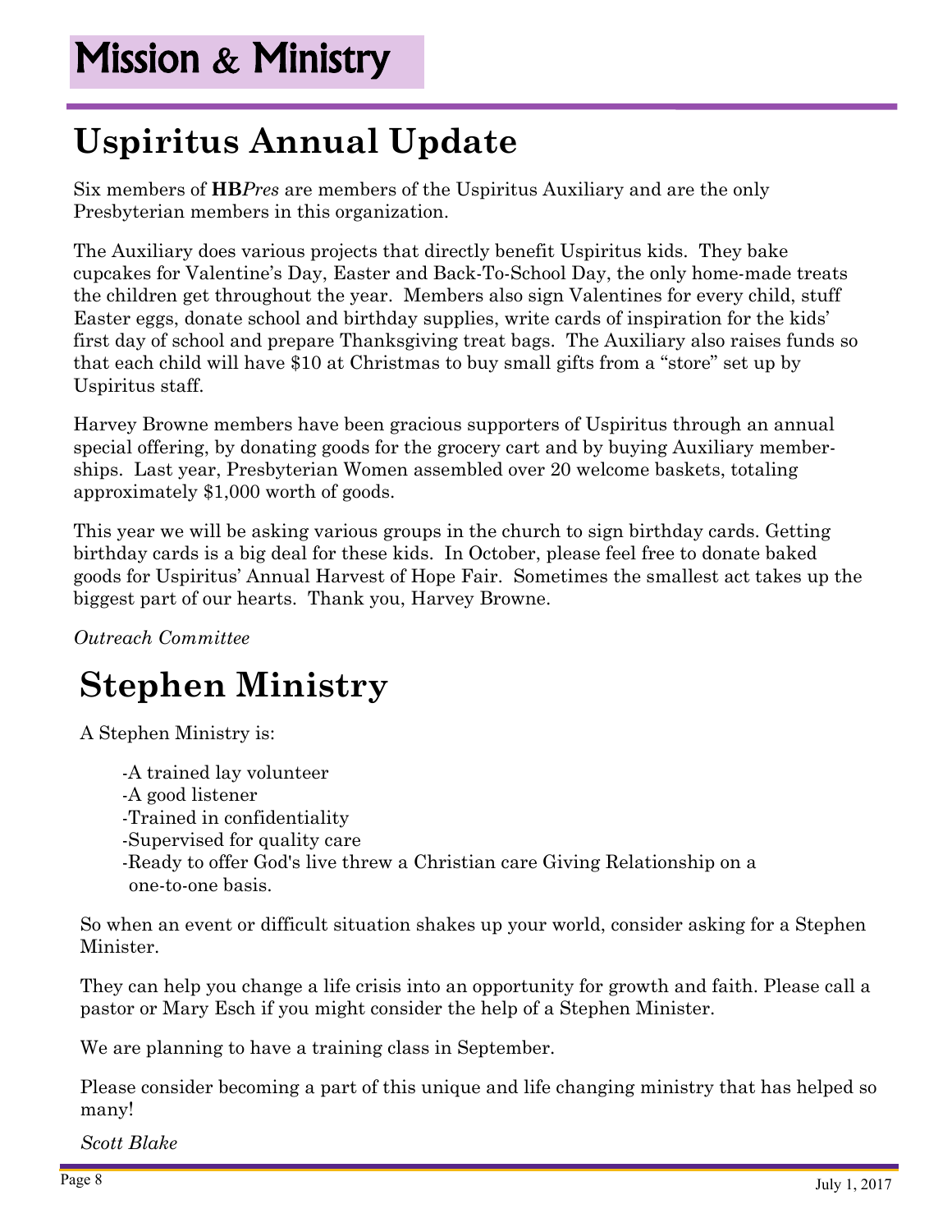# Mission & Ministry

## Uspiritus Annual Update

Six members of **HB***Pres* are members of the Uspiritus Auxiliary and are the only Presbyterian members in this organization.

The Auxiliary does various projects that directly benefit Uspiritus kids. They bake cupcakes for Valentine's Day, Easter and Back-To-School Day, the only home-made treats the children get throughout the year. Members also sign Valentines for every child, stuff Easter eggs, donate school and birthday supplies, write cards of inspiration for the kids' first day of school and prepare Thanksgiving treat bags. The Auxiliary also raises funds so that each child will have $10 at Christmas to buy small gifts from a "store" set up by Uspiritus staff.

Harvey Browne members have been gracious supporters of Uspiritus through an annual special offering, by donating goods for the grocery cart and by buying Auxiliary memberships. Last year, Presbyterian Women assembled over 20 welcome baskets, totaling approximately $1,000 worth of goods.

This year we will be asking various groups in the church to sign birthday cards. Getting birthday cards is a big deal for these kids. In October, please feel free to donate baked goods for Uspiritus' Annual Harvest of Hope Fair. Sometimes the smallest act takes up the biggest part of our hearts. Thank you, Harvey Browne.

*Outreach Committee*

## Stephen Ministry

A Stephen Ministry is:

-A trained lay volunteer
-A good listener
-Trained in confidentiality
-Supervised for quality care
-Ready to offer God's live threw a Christian care Giving Relationship on a one-to-one basis.

So when an event or difficult situation shakes up your world, consider asking for a Stephen Minister.

They can help you change a life crisis into an opportunity for growth and faith. Please call a pastor or Mary Esch if you might consider the help of a Stephen Minister.

We are planning to have a training class in September.

Please consider becoming a part of this unique and life changing ministry that has helped so many!

*Scott Blake*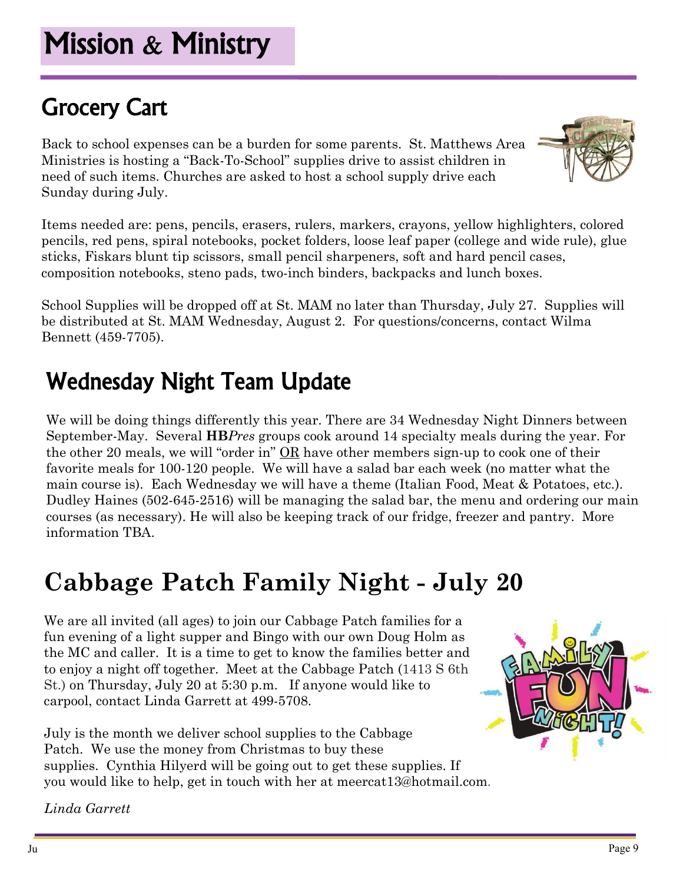# Mission & Ministry

## Grocery Cart

Back to school expenses can be a burden for some parents. St. Matthews Area Ministries is hosting a “Back-To-School” supplies drive to assist children in need of such items. Churches are asked to host a school supply drive each Sunday during July.

Items needed are: pens, pencils, erasers, rulers, markers, crayons, yellow highlighters, colored pencils, red pens, spiral notebooks, pocket folders, loose leaf paper (college and wide rule), glue sticks, Fiskars blunt tip scissors, small pencil sharpeners, soft and hard pencil cases, composition notebooks, steno pads, two-inch binders, backpacks and lunch boxes.

School Supplies will be dropped off at St. MAM no later than Thursday, July 27. Supplies will be distributed at St. MAM Wednesday, August 2. For questions/concerns, contact Wilma Bennett (459-7705).

## Wednesday Night Team Update

We will be doing things differently this year. There are 34 Wednesday Night Dinners between September-May. Several **HB***Pres* groups cook around 14 specialty meals during the year. For the other 20 meals, we will “order in” <u>OR</u> have other members sign-up to cook one of their favorite meals for 100-120 people. We will have a salad bar each week (no matter what the main course is). Each Wednesday we will have a theme (Italian Food, Meat & Potatoes, etc.). Dudley Haines (502-645-2516) will be managing the salad bar, the menu and ordering our main courses (as necessary). He will also be keeping track of our fridge, freezer and pantry. More information TBA.

## Cabbage Patch Family Night - July 20

We are all invited (all ages) to join our Cabbage Patch families for a fun evening of a light supper and Bingo with our own Doug Holm as the MC and caller. It is a time to get to know the families better and to enjoy a night off together. Meet at the Cabbage Patch (1413 S 6th St.) on Thursday, July 20 at 5:30 p.m. If anyone would like to carpool, contact Linda Garrett at 499-5708.

July is the month we deliver school supplies to the Cabbage Patch. We use the money from Christmas to buy these supplies. Cynthia Hilyerd will be going out to get these supplies. If you would like to help, get in touch with her at meercat13@hotmail.com.

*Linda Garrett*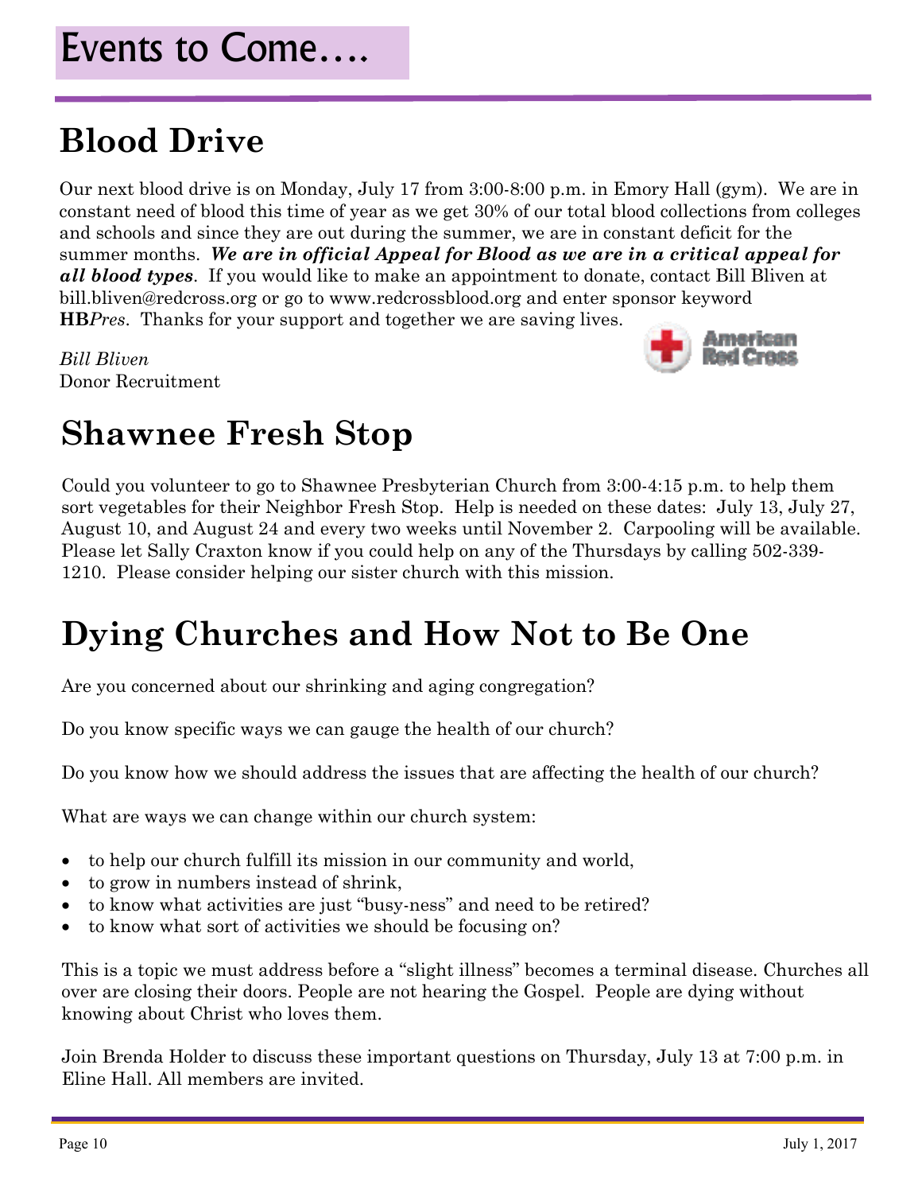# Events to Come….

## Blood Drive

Our next blood drive is on Monday, July 17 from 3:00-8:00 p.m. in Emory Hall (gym). We are in constant need of blood this time of year as we get 30% of our total blood collections from colleges and schools and since they are out during the summer, we are in constant deficit for the summer months. ***We are in official Appeal for Blood as we are in a critical appeal for all blood types***. If you would like to make an appointment to donate, contact Bill Bliven at bill.bliven@redcross.org or go to www.redcrossblood.org and enter sponsor keyword **HB***Pres*. Thanks for your support and together we are saving lives.

*Bill Bliven*
Donor Recruitment

American Red Cross

## Shawnee Fresh Stop

Could you volunteer to go to Shawnee Presbyterian Church from 3:00-4:15 p.m. to help them sort vegetables for their Neighbor Fresh Stop. Help is needed on these dates: July 13, July 27, August 10, and August 24 and every two weeks until November 2. Carpooling will be available. Please let Sally Craxton know if you could help on any of the Thursdays by calling 502-339-1210. Please consider helping our sister church with this mission.

## Dying Churches and How Not to Be One

Are you concerned about our shrinking and aging congregation?

Do you know specific ways we can gauge the health of our church?

Do you know how we should address the issues that are affecting the health of our church?

What are ways we can change within our church system:

- to help our church fulfill its mission in our community and world,
- to grow in numbers instead of shrink,
- to know what activities are just "busy-ness" and need to be retired?
- to know what sort of activities we should be focusing on?

This is a topic we must address before a "slight illness" becomes a terminal disease. Churches all over are closing their doors. People are not hearing the Gospel. People are dying without knowing about Christ who loves them.

Join Brenda Holder to discuss these important questions on Thursday, July 13 at 7:00 p.m. in Eline Hall. All members are invited.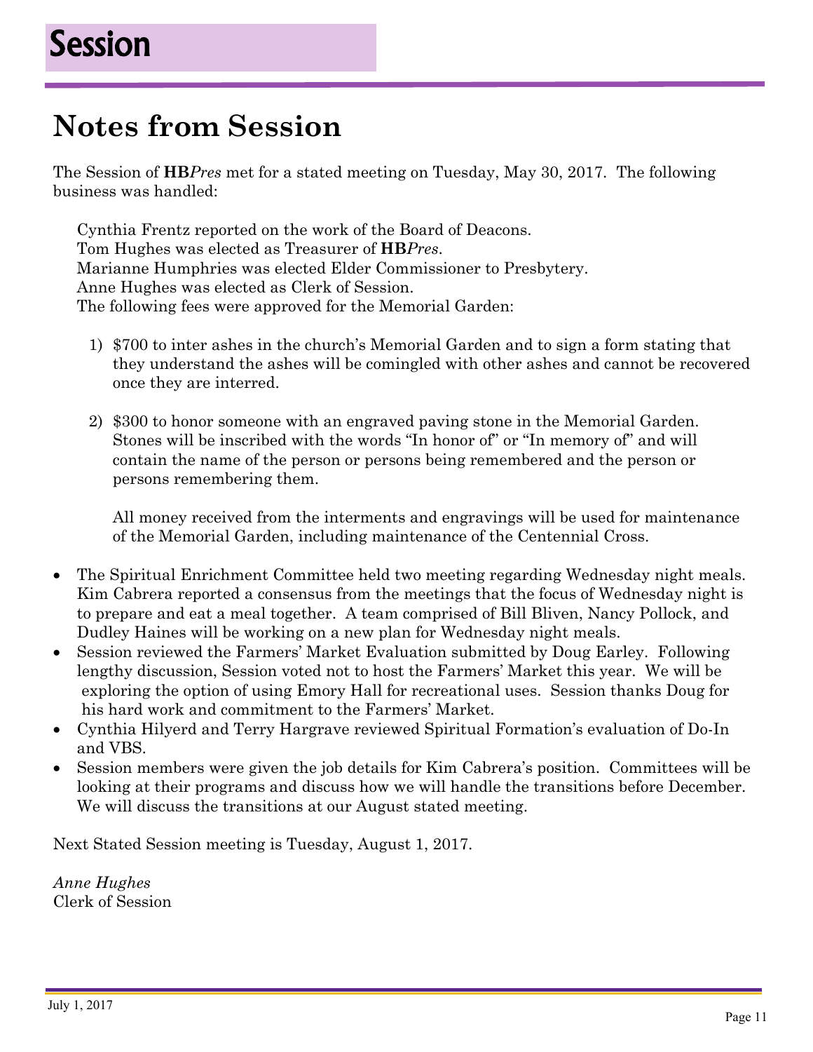# Session

## Notes from Session

The Session of **HB***Pres* met for a stated meeting on Tuesday, May 30, 2017. The following business was handled:

Cynthia Frentz reported on the work of the Board of Deacons.
Tom Hughes was elected as Treasurer of **HB***Pres*.
Marianne Humphries was elected Elder Commissioner to Presbytery.
Anne Hughes was elected as Clerk of Session.
The following fees were approved for the Memorial Garden:

1) $700 to inter ashes in the church's Memorial Garden and to sign a form stating that they understand the ashes will be comingled with other ashes and cannot be recovered once they are interred.

2) $300 to honor someone with an engraved paving stone in the Memorial Garden. Stones will be inscribed with the words "In honor of" or "In memory of" and will contain the name of the person or persons being remembered and the person or persons remembering them.

   All money received from the interments and engravings will be used for maintenance of the Memorial Garden, including maintenance of the Centennial Cross.

- The Spiritual Enrichment Committee held two meeting regarding Wednesday night meals. Kim Cabrera reported a consensus from the meetings that the focus of Wednesday night is to prepare and eat a meal together. A team comprised of Bill Bliven, Nancy Pollock, and Dudley Haines will be working on a new plan for Wednesday night meals.
- Session reviewed the Farmers' Market Evaluation submitted by Doug Earley. Following lengthy discussion, Session voted not to host the Farmers' Market this year. We will be exploring the option of using Emory Hall for recreational uses. Session thanks Doug for his hard work and commitment to the Farmers' Market.
- Cynthia Hilyerd and Terry Hargrave reviewed Spiritual Formation's evaluation of Do-In and VBS.
- Session members were given the job details for Kim Cabrera's position. Committees will be looking at their programs and discuss how we will handle the transitions before December. We will discuss the transitions at our August stated meeting.

Next Stated Session meeting is Tuesday, August 1, 2017.

*Anne Hughes*
Clerk of Session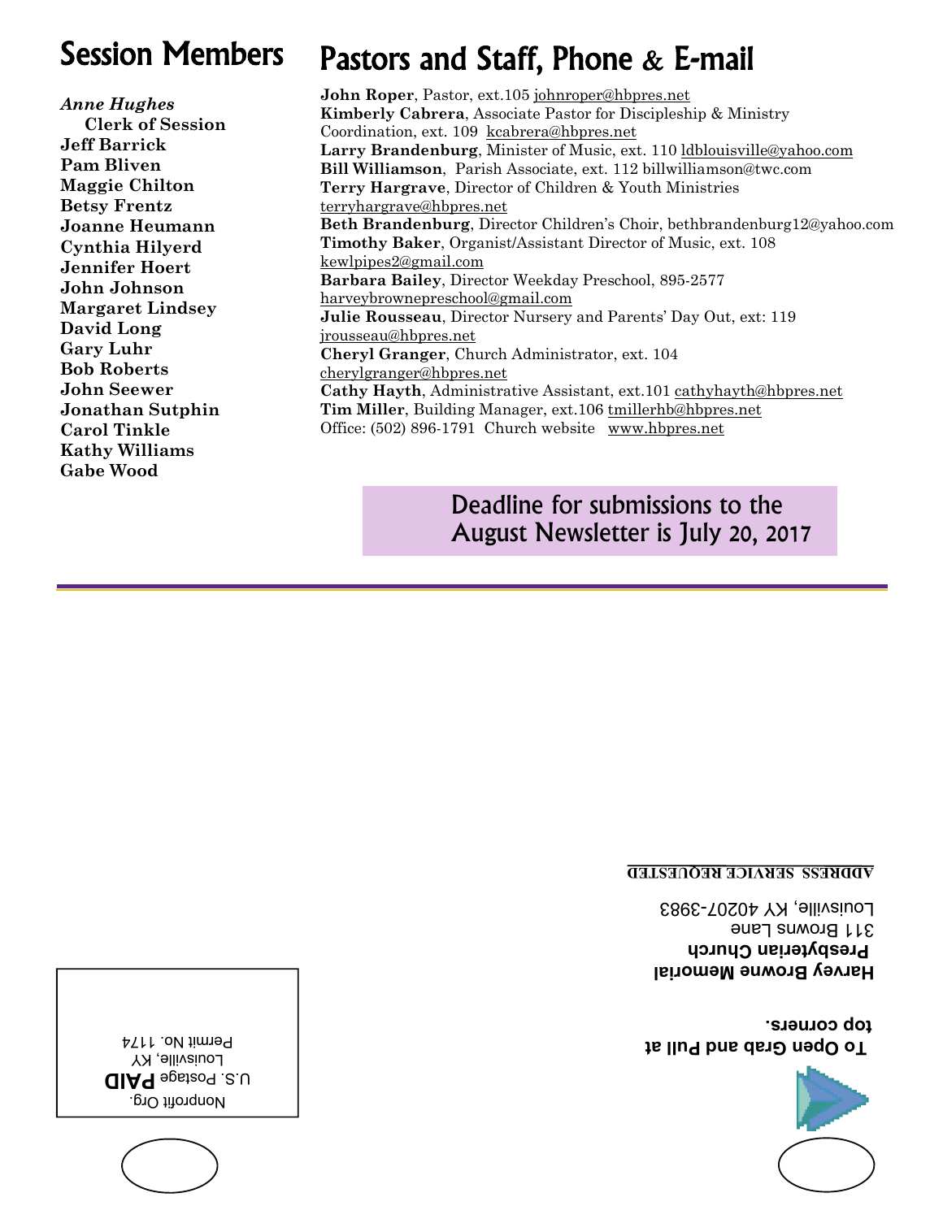## Session Members

*Anne Hughes*
**Clerk of Session**
**Jeff Barrick**
**Pam Bliven**
**Maggie Chilton**
**Betsy Frentz**
**Joanne Heumann**
**Cynthia Hilyerd**
**Jennifer Hoert**
**John Johnson**
**Margaret Lindsey**
**David Long**
**Gary Luhr**
**Bob Roberts**
**John Seewer**
**Jonathan Sutphin**
**Carol Tinkle**
**Kathy Williams**
**Gabe Wood**

## Pastors and Staff, Phone & E-mail

**John Roper**, Pastor, ext.105 johnroper@hbpres.net
**Kimberly Cabrera**, Associate Pastor for Discipleship & Ministry Coordination, ext. 109 kcabrera@hbpres.net
**Larry Brandenburg**, Minister of Music, ext. 110 ldblouisville@yahoo.com
**Bill Williamson**, Parish Associate, ext. 112 billwilliamson@twc.com
**Terry Hargrave**, Director of Children & Youth Ministries terryhargrave@hbpres.net
**Beth Brandenburg**, Director Children's Choir, bethbrandenburg12@yahoo.com
**Timothy Baker**, Organist/Assistant Director of Music, ext. 108 kewlpipes2@gmail.com
**Barbara Bailey**, Director Weekday Preschool, 895-2577 harveybrownepreschool@gmail.com
**Julie Rousseau**, Director Nursery and Parents' Day Out, ext: 119 jrousseau@hbpres.net
**Cheryl Granger**, Church Administrator, ext. 104 cherylgranger@hbpres.net
**Cathy Hayth**, Administrative Assistant, ext.101 cathyhayth@hbpres.net
**Tim Miller**, Building Manager, ext.106 tmillerhb@hbpres.net
Office: (502) 896-1791 Church website www.hbpres.net

Deadline for submissions to the August Newsletter is July 20, 2017

**ADDRESS SERVICE REQUESTED**

**Harvey Browne Memorial Presbyterian Church**
311 Browns Lane
Louisville, KY 40207-3983

**To Open Grab and Pull at top corners.**

Nonprofit Org.
U.S. Postage **PAID**
Louisville, KY
Permit No. 1174